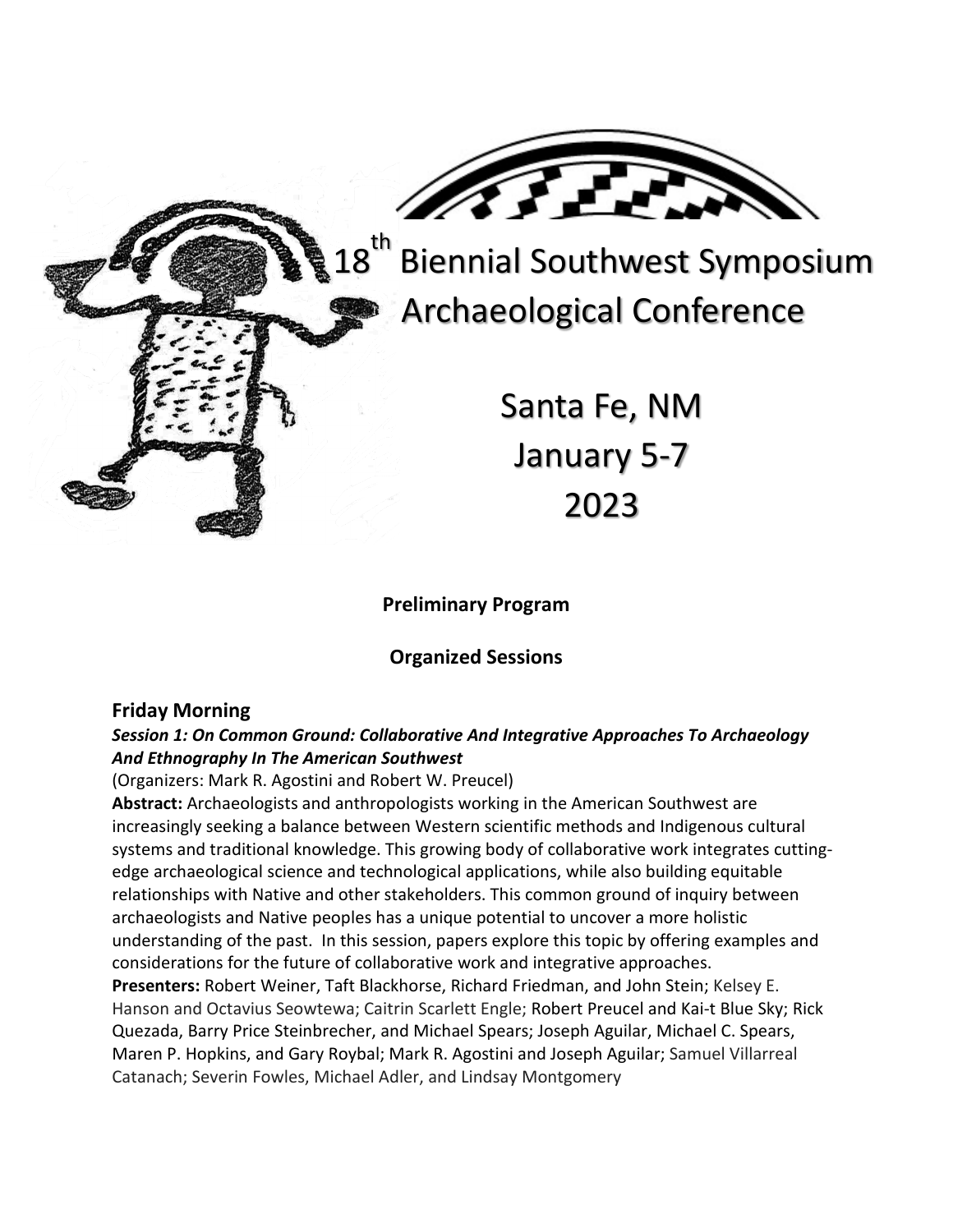# 18th Biennial Southwest Symposium Archaeological Conference

Santa Fe, NM
January 5-7
2023

**Preliminary Program**

**Organized Sessions**

## Friday Morning

***Session 1: On Common Ground: Collaborative And Integrative Approaches To Archaeology And Ethnography In The American Southwest***

(Organizers: Mark R. Agostini and Robert W. Preucel)

**Abstract:** Archaeologists and anthropologists working in the American Southwest are increasingly seeking a balance between Western scientific methods and Indigenous cultural systems and traditional knowledge. This growing body of collaborative work integrates cutting-edge archaeological science and technological applications, while also building equitable relationships with Native and other stakeholders. This common ground of inquiry between archaeologists and Native peoples has a unique potential to uncover a more holistic understanding of the past. In this session, papers explore this topic by offering examples and considerations for the future of collaborative work and integrative approaches.

**Presenters:** Robert Weiner, Taft Blackhorse, Richard Friedman, and John Stein; Kelsey E. Hanson and Octavius Seowtewa; Caitrin Scarlett Engle; Robert Preucel and Kai-t Blue Sky; Rick Quezada, Barry Price Steinbrecher, and Michael Spears; Joseph Aguilar, Michael C. Spears, Maren P. Hopkins, and Gary Roybal; Mark R. Agostini and Joseph Aguilar; Samuel Villarreal Catanach; Severin Fowles, Michael Adler, and Lindsay Montgomery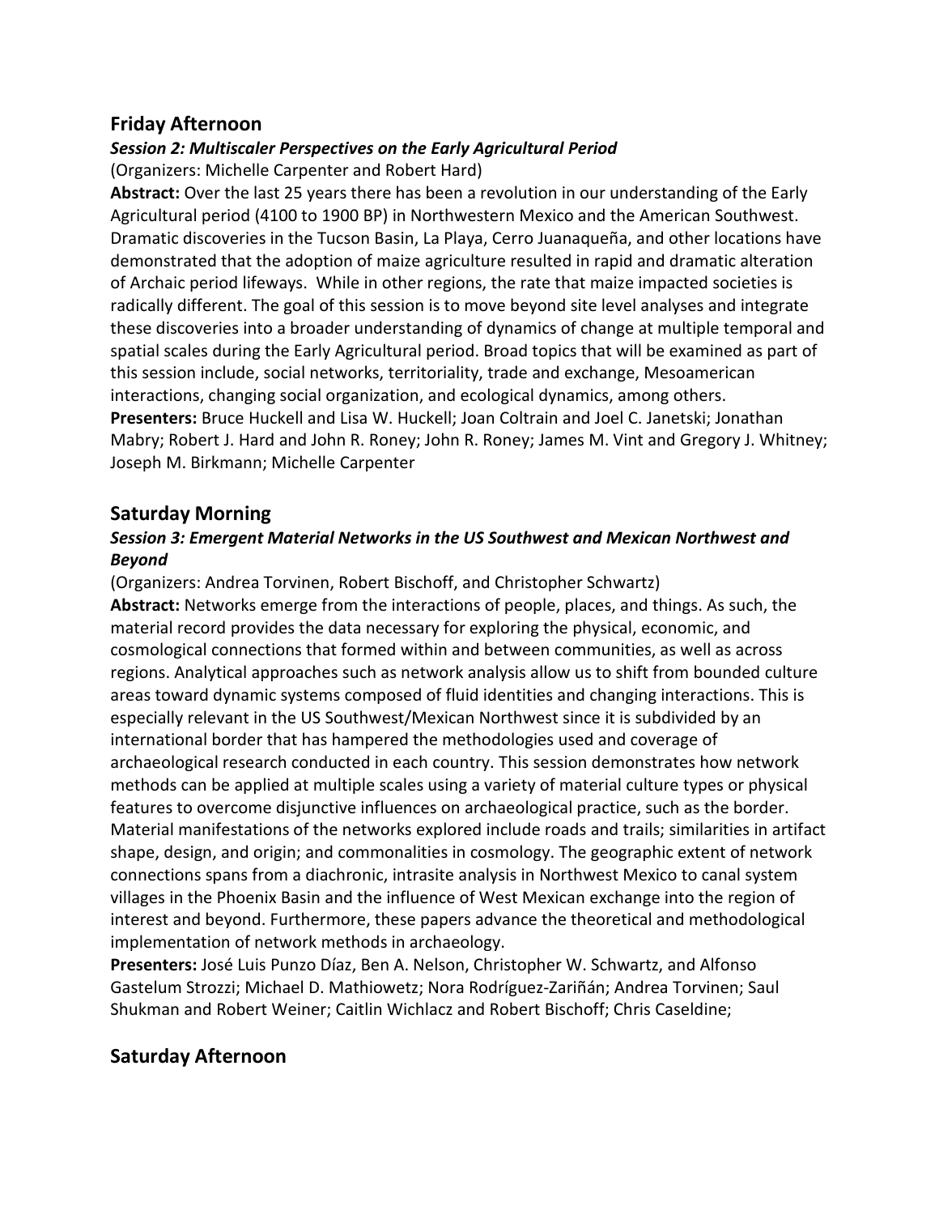## Friday Afternoon

### *Session 2: Multiscaler Perspectives on the Early Agricultural Period*

(Organizers: Michelle Carpenter and Robert Hard)

**Abstract:** Over the last 25 years there has been a revolution in our understanding of the Early Agricultural period (4100 to 1900 BP) in Northwestern Mexico and the American Southwest. Dramatic discoveries in the Tucson Basin, La Playa, Cerro Juanaqueña, and other locations have demonstrated that the adoption of maize agriculture resulted in rapid and dramatic alteration of Archaic period lifeways. While in other regions, the rate that maize impacted societies is radically different. The goal of this session is to move beyond site level analyses and integrate these discoveries into a broader understanding of dynamics of change at multiple temporal and spatial scales during the Early Agricultural period. Broad topics that will be examined as part of this session include, social networks, territoriality, trade and exchange, Mesoamerican interactions, changing social organization, and ecological dynamics, among others.

**Presenters:** Bruce Huckell and Lisa W. Huckell; Joan Coltrain and Joel C. Janetski; Jonathan Mabry; Robert J. Hard and John R. Roney; John R. Roney; James M. Vint and Gregory J. Whitney; Joseph M. Birkmann; Michelle Carpenter

## Saturday Morning

### *Session 3: Emergent Material Networks in the US Southwest and Mexican Northwest and Beyond*

(Organizers: Andrea Torvinen, Robert Bischoff, and Christopher Schwartz)

**Abstract:** Networks emerge from the interactions of people, places, and things. As such, the material record provides the data necessary for exploring the physical, economic, and cosmological connections that formed within and between communities, as well as across regions. Analytical approaches such as network analysis allow us to shift from bounded culture areas toward dynamic systems composed of fluid identities and changing interactions. This is especially relevant in the US Southwest/Mexican Northwest since it is subdivided by an international border that has hampered the methodologies used and coverage of archaeological research conducted in each country. This session demonstrates how network methods can be applied at multiple scales using a variety of material culture types or physical features to overcome disjunctive influences on archaeological practice, such as the border. Material manifestations of the networks explored include roads and trails; similarities in artifact shape, design, and origin; and commonalities in cosmology. The geographic extent of network connections spans from a diachronic, intrasite analysis in Northwest Mexico to canal system villages in the Phoenix Basin and the influence of West Mexican exchange into the region of interest and beyond. Furthermore, these papers advance the theoretical and methodological implementation of network methods in archaeology.

**Presenters:** José Luis Punzo Díaz, Ben A. Nelson, Christopher W. Schwartz, and Alfonso Gastelum Strozzi; Michael D. Mathiowetz; Nora Rodríguez-Zariñán; Andrea Torvinen; Saul Shukman and Robert Weiner; Caitlin Wichlacz and Robert Bischoff; Chris Caseldine;

## Saturday Afternoon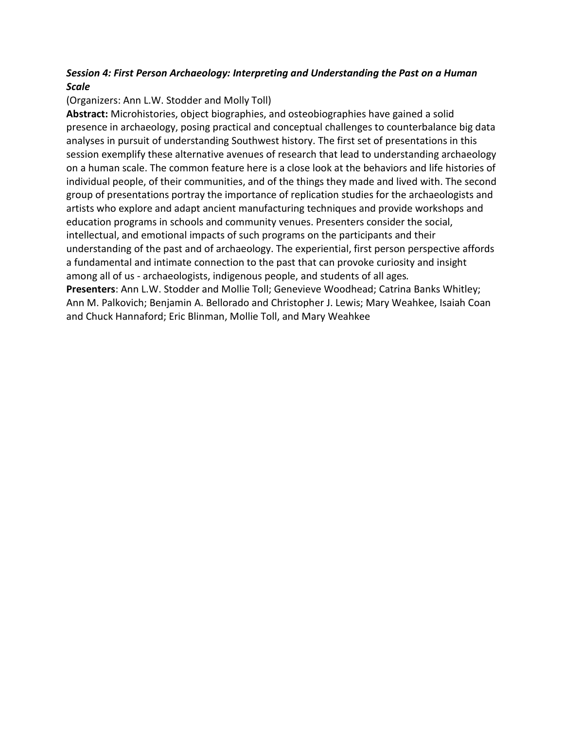***Session 4: First Person Archaeology: Interpreting and Understanding the Past on a Human Scale***

(Organizers: Ann L.W. Stodder and Molly Toll)

**Abstract:** Microhistories, object biographies, and osteobiographies have gained a solid presence in archaeology, posing practical and conceptual challenges to counterbalance big data analyses in pursuit of understanding Southwest history. The first set of presentations in this session exemplify these alternative avenues of research that lead to understanding archaeology on a human scale. The common feature here is a close look at the behaviors and life histories of individual people, of their communities, and of the things they made and lived with. The second group of presentations portray the importance of replication studies for the archaeologists and artists who explore and adapt ancient manufacturing techniques and provide workshops and education programs in schools and community venues. Presenters consider the social, intellectual, and emotional impacts of such programs on the participants and their understanding of the past and of archaeology. The experiential, first person perspective affords a fundamental and intimate connection to the past that can provoke curiosity and insight among all of us - archaeologists, indigenous people, and students of all ages.

**Presenters**: Ann L.W. Stodder and Mollie Toll; Genevieve Woodhead; Catrina Banks Whitley; Ann M. Palkovich; Benjamin A. Bellorado and Christopher J. Lewis; Mary Weahkee, Isaiah Coan and Chuck Hannaford; Eric Blinman, Mollie Toll, and Mary Weahkee